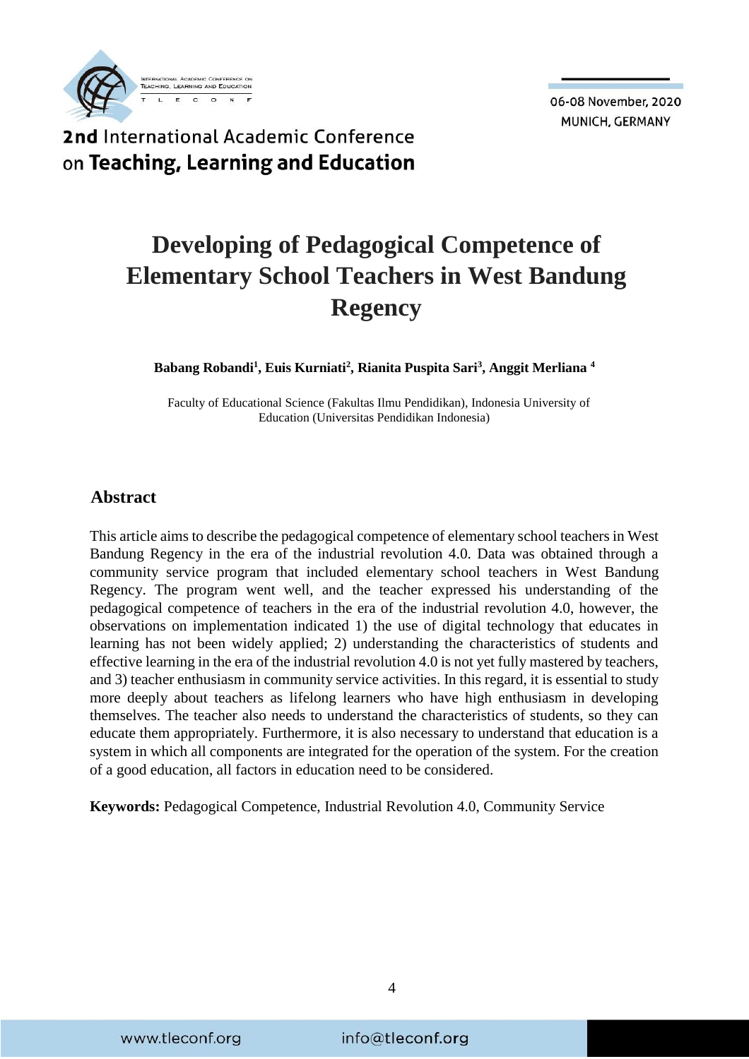# Developing of Pedagogical Competence of Elementary School Teachers in West Bandung Regency

**Babang Robandi[1], Euis Kurniati[2], Rianita Puspita Sari[3], Anggit Merliana [4]**

Faculty of Educational Science (Fakultas Ilmu Pendidikan), Indonesia University of Education (Universitas Pendidikan Indonesia)

## Abstract

This article aims to describe the pedagogical competence of elementary school teachers in West Bandung Regency in the era of the industrial revolution 4.0. Data was obtained through a community service program that included elementary school teachers in West Bandung Regency. The program went well, and the teacher expressed his understanding of the pedagogical competence of teachers in the era of the industrial revolution 4.0, however, the observations on implementation indicated 1) the use of digital technology that educates in learning has not been widely applied; 2) understanding the characteristics of students and effective learning in the era of the industrial revolution 4.0 is not yet fully mastered by teachers, and 3) teacher enthusiasm in community service activities. In this regard, it is essential to study more deeply about teachers as lifelong learners who have high enthusiasm in developing themselves. The teacher also needs to understand the characteristics of students, so they can educate them appropriately. Furthermore, it is also necessary to understand that education is a system in which all components are integrated for the operation of the system. For the creation of a good education, all factors in education need to be considered.

**Keywords:** Pedagogical Competence, Industrial Revolution 4.0, Community Service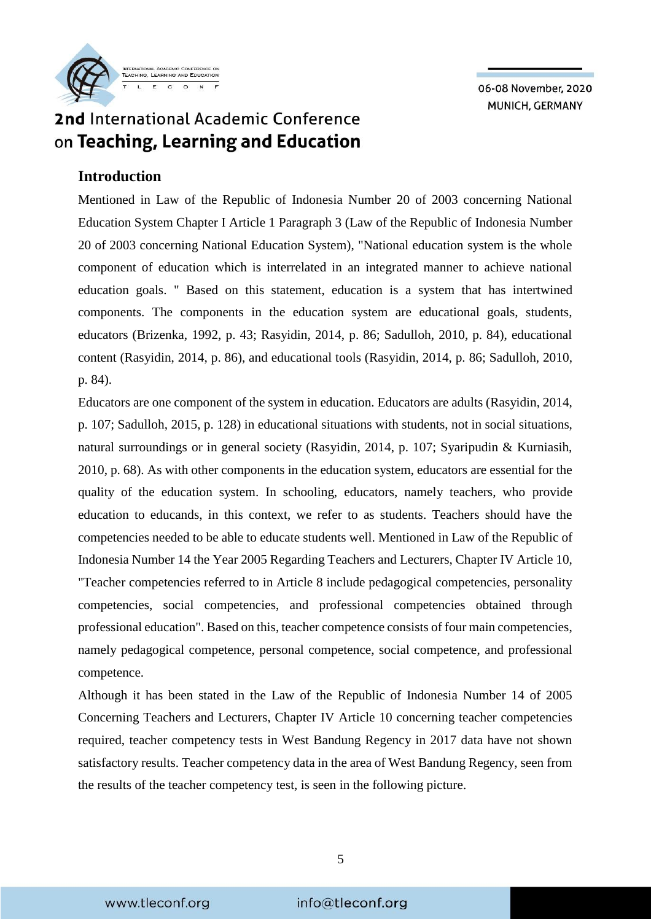## Introduction

Mentioned in Law of the Republic of Indonesia Number 20 of 2003 concerning National Education System Chapter I Article 1 Paragraph 3 (Law of the Republic of Indonesia Number 20 of 2003 concerning National Education System), "National education system is the whole component of education which is interrelated in an integrated manner to achieve national education goals. " Based on this statement, education is a system that has intertwined components. The components in the education system are educational goals, students, educators (Brizenka, 1992, p. 43; Rasyidin, 2014, p. 86; Sadulloh, 2010, p. 84), educational content (Rasyidin, 2014, p. 86), and educational tools (Rasyidin, 2014, p. 86; Sadulloh, 2010, p. 84).

Educators are one component of the system in education. Educators are adults (Rasyidin, 2014, p. 107; Sadulloh, 2015, p. 128) in educational situations with students, not in social situations, natural surroundings or in general society (Rasyidin, 2014, p. 107; Syaripudin & Kurniasih, 2010, p. 68). As with other components in the education system, educators are essential for the quality of the education system. In schooling, educators, namely teachers, who provide education to educands, in this context, we refer to as students. Teachers should have the competencies needed to be able to educate students well. Mentioned in Law of the Republic of Indonesia Number 14 the Year 2005 Regarding Teachers and Lecturers, Chapter IV Article 10, "Teacher competencies referred to in Article 8 include pedagogical competencies, personality competencies, social competencies, and professional competencies obtained through professional education". Based on this, teacher competence consists of four main competencies, namely pedagogical competence, personal competence, social competence, and professional competence.

Although it has been stated in the Law of the Republic of Indonesia Number 14 of 2005 Concerning Teachers and Lecturers, Chapter IV Article 10 concerning teacher competencies required, teacher competency tests in West Bandung Regency in 2017 data have not shown satisfactory results. Teacher competency data in the area of West Bandung Regency, seen from the results of the teacher competency test, is seen in the following picture.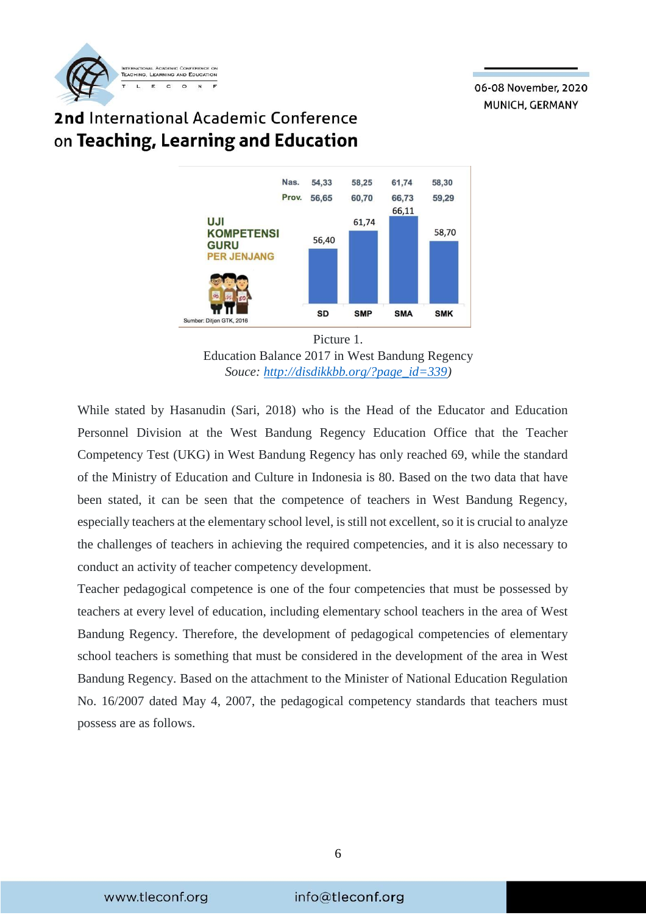Picture 1.
Education Balance 2017 in West Bandung Regency
*Souce: http://disdikkbb.org/?page_id=339)*

While stated by Hasanudin (Sari, 2018) who is the Head of the Educator and Education Personnel Division at the West Bandung Regency Education Office that the Teacher Competency Test (UKG) in West Bandung Regency has only reached 69, while the standard of the Ministry of Education and Culture in Indonesia is 80. Based on the two data that have been stated, it can be seen that the competence of teachers in West Bandung Regency, especially teachers at the elementary school level, is still not excellent, so it is crucial to analyze the challenges of teachers in achieving the required competencies, and it is also necessary to conduct an activity of teacher competency development.

Teacher pedagogical competence is one of the four competencies that must be possessed by teachers at every level of education, including elementary school teachers in the area of West Bandung Regency. Therefore, the development of pedagogical competencies of elementary school teachers is something that must be considered in the development of the area in West Bandung Regency. Based on the attachment to the Minister of National Education Regulation No. 16/2007 dated May 4, 2007, the pedagogical competency standards that teachers must possess are as follows.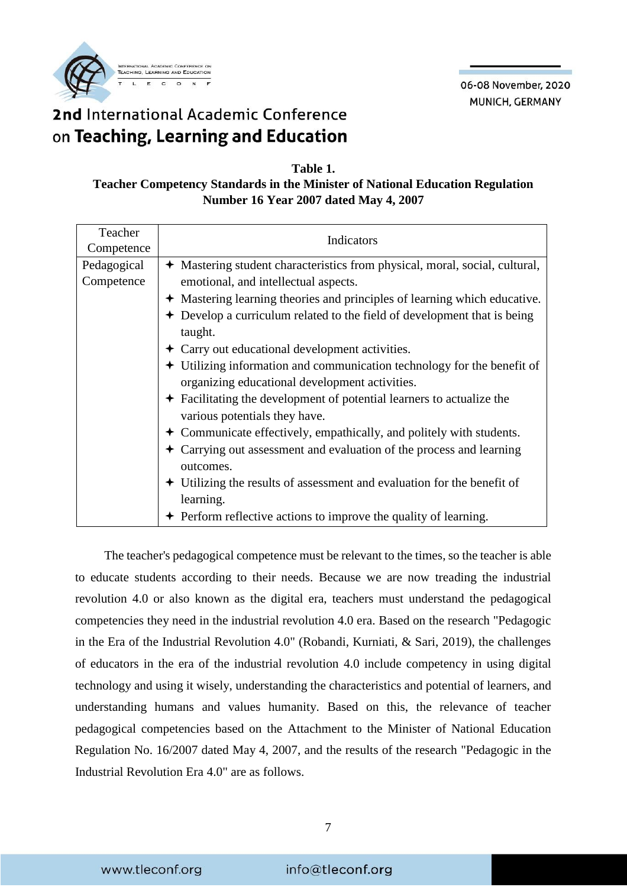**Table 1.**
**Teacher Competency Standards in the Minister of National Education Regulation Number 16 Year 2007 dated May 4, 2007**

| Teacher Competence | Indicators |
|---|---|
| Pedagogical Competence | ✦ Mastering student characteristics from physical, moral, social, cultural, emotional, and intellectual aspects.<br>✦ Mastering learning theories and principles of learning which educative.<br>✦ Develop a curriculum related to the field of development that is being taught.<br>✦ Carry out educational development activities.<br>✦ Utilizing information and communication technology for the benefit of organizing educational development activities.<br>✦ Facilitating the development of potential learners to actualize the various potentials they have.<br>✦ Communicate effectively, empathically, and politely with students.<br>✦ Carrying out assessment and evaluation of the process and learning outcomes.<br>✦ Utilizing the results of assessment and evaluation for the benefit of learning.<br>✦ Perform reflective actions to improve the quality of learning. |

The teacher's pedagogical competence must be relevant to the times, so the teacher is able to educate students according to their needs. Because we are now treading the industrial revolution 4.0 or also known as the digital era, teachers must understand the pedagogical competencies they need in the industrial revolution 4.0 era. Based on the research "Pedagogic in the Era of the Industrial Revolution 4.0" (Robandi, Kurniati, & Sari, 2019), the challenges of educators in the era of the industrial revolution 4.0 include competency in using digital technology and using it wisely, understanding the characteristics and potential of learners, and understanding humans and values humanity. Based on this, the relevance of teacher pedagogical competencies based on the Attachment to the Minister of National Education Regulation No. 16/2007 dated May 4, 2007, and the results of the research "Pedagogic in the Industrial Revolution Era 4.0" are as follows.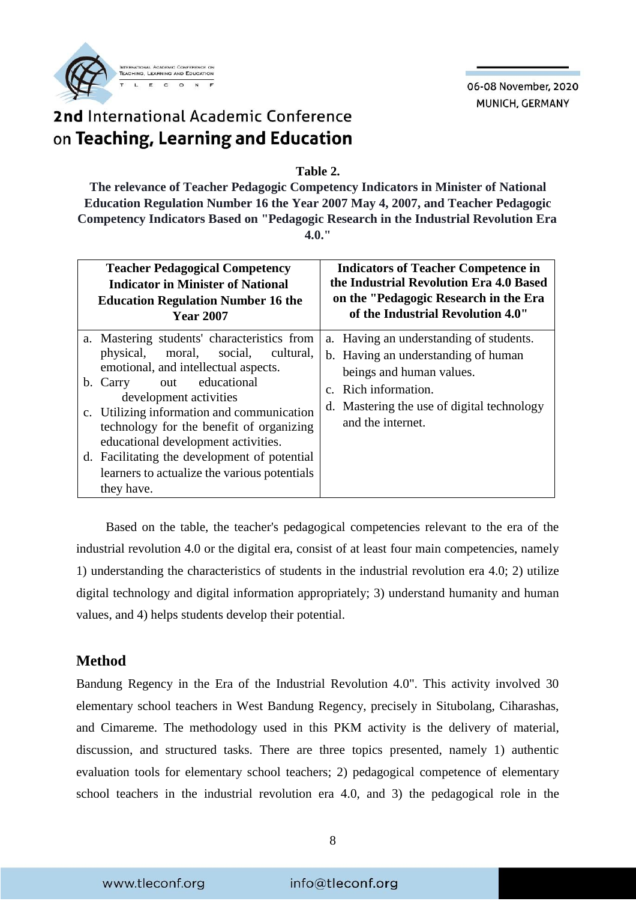**Table 2.**
**The relevance of Teacher Pedagogic Competency Indicators in Minister of National Education Regulation Number 16 the Year 2007 May 4, 2007, and Teacher Pedagogic Competency Indicators Based on "Pedagogic Research in the Industrial Revolution Era 4.0."**

| Teacher Pedagogical Competency Indicator in Minister of National Education Regulation Number 16 the Year 2007 | Indicators of Teacher Competence in the Industrial Revolution Era 4.0 Based on the "Pedagogic Research in the Era of the Industrial Revolution 4.0" |
|---|---|
| a. Mastering students' characteristics from physical, moral, social, cultural, emotional, and intellectual aspects.<br>b. Carry out educational development activities<br>c. Utilizing information and communication technology for the benefit of organizing educational development activities.<br>d. Facilitating the development of potential learners to actualize the various potentials they have. | a. Having an understanding of students.<br>b. Having an understanding of human beings and human values.<br>c. Rich information.<br>d. Mastering the use of digital technology and the internet. |

Based on the table, the teacher's pedagogical competencies relevant to the era of the industrial revolution 4.0 or the digital era, consist of at least four main competencies, namely 1) understanding the characteristics of students in the industrial revolution era 4.0; 2) utilize digital technology and digital information appropriately; 3) understand humanity and human values, and 4) helps students develop their potential.

## Method

Bandung Regency in the Era of the Industrial Revolution 4.0". This activity involved 30 elementary school teachers in West Bandung Regency, precisely in Situbolang, Ciharashas, and Cimareme. The methodology used in this PKM activity is the delivery of material, discussion, and structured tasks. There are three topics presented, namely 1) authentic evaluation tools for elementary school teachers; 2) pedagogical competence of elementary school teachers in the industrial revolution era 4.0, and 3) the pedagogical role in the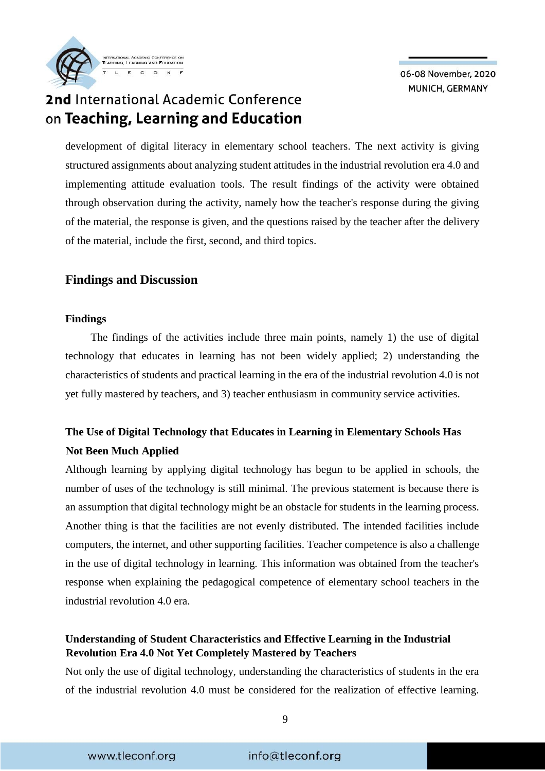development of digital literacy in elementary school teachers. The next activity is giving structured assignments about analyzing student attitudes in the industrial revolution era 4.0 and implementing attitude evaluation tools. The result findings of the activity were obtained through observation during the activity, namely how the teacher's response during the giving of the material, the response is given, and the questions raised by the teacher after the delivery of the material, include the first, second, and third topics.

## Findings and Discussion

### Findings

The findings of the activities include three main points, namely 1) the use of digital technology that educates in learning has not been widely applied; 2) understanding the characteristics of students and practical learning in the era of the industrial revolution 4.0 is not yet fully mastered by teachers, and 3) teacher enthusiasm in community service activities.

#### The Use of Digital Technology that Educates in Learning in Elementary Schools Has Not Been Much Applied

Although learning by applying digital technology has begun to be applied in schools, the number of uses of the technology is still minimal. The previous statement is because there is an assumption that digital technology might be an obstacle for students in the learning process. Another thing is that the facilities are not evenly distributed. The intended facilities include computers, the internet, and other supporting facilities. Teacher competence is also a challenge in the use of digital technology in learning. This information was obtained from the teacher's response when explaining the pedagogical competence of elementary school teachers in the industrial revolution 4.0 era.

#### Understanding of Student Characteristics and Effective Learning in the Industrial Revolution Era 4.0 Not Yet Completely Mastered by Teachers

Not only the use of digital technology, understanding the characteristics of students in the era of the industrial revolution 4.0 must be considered for the realization of effective learning.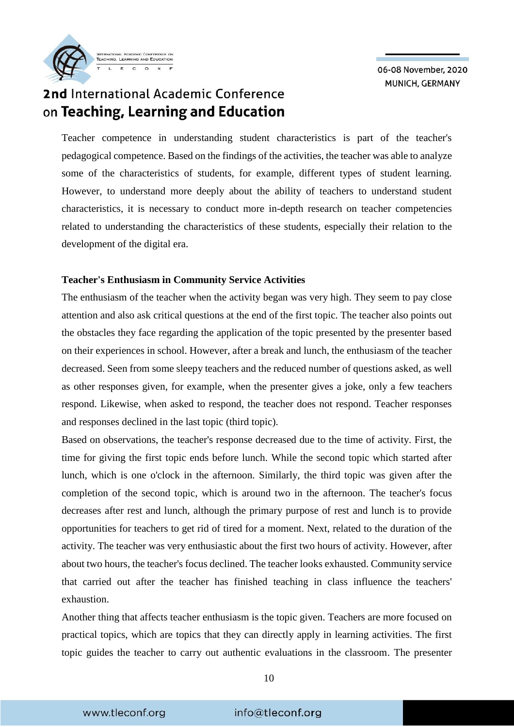Teacher competence in understanding student characteristics is part of the teacher's pedagogical competence. Based on the findings of the activities, the teacher was able to analyze some of the characteristics of students, for example, different types of student learning. However, to understand more deeply about the ability of teachers to understand student characteristics, it is necessary to conduct more in-depth research on teacher competencies related to understanding the characteristics of these students, especially their relation to the development of the digital era.

**Teacher's Enthusiasm in Community Service Activities**

The enthusiasm of the teacher when the activity began was very high. They seem to pay close attention and also ask critical questions at the end of the first topic. The teacher also points out the obstacles they face regarding the application of the topic presented by the presenter based on their experiences in school. However, after a break and lunch, the enthusiasm of the teacher decreased. Seen from some sleepy teachers and the reduced number of questions asked, as well as other responses given, for example, when the presenter gives a joke, only a few teachers respond. Likewise, when asked to respond, the teacher does not respond. Teacher responses and responses declined in the last topic (third topic).

Based on observations, the teacher's response decreased due to the time of activity. First, the time for giving the first topic ends before lunch. While the second topic which started after lunch, which is one o'clock in the afternoon. Similarly, the third topic was given after the completion of the second topic, which is around two in the afternoon. The teacher's focus decreases after rest and lunch, although the primary purpose of rest and lunch is to provide opportunities for teachers to get rid of tired for a moment. Next, related to the duration of the activity. The teacher was very enthusiastic about the first two hours of activity. However, after about two hours, the teacher's focus declined. The teacher looks exhausted. Community service that carried out after the teacher has finished teaching in class influence the teachers' exhaustion.

Another thing that affects teacher enthusiasm is the topic given. Teachers are more focused on practical topics, which are topics that they can directly apply in learning activities. The first topic guides the teacher to carry out authentic evaluations in the classroom. The presenter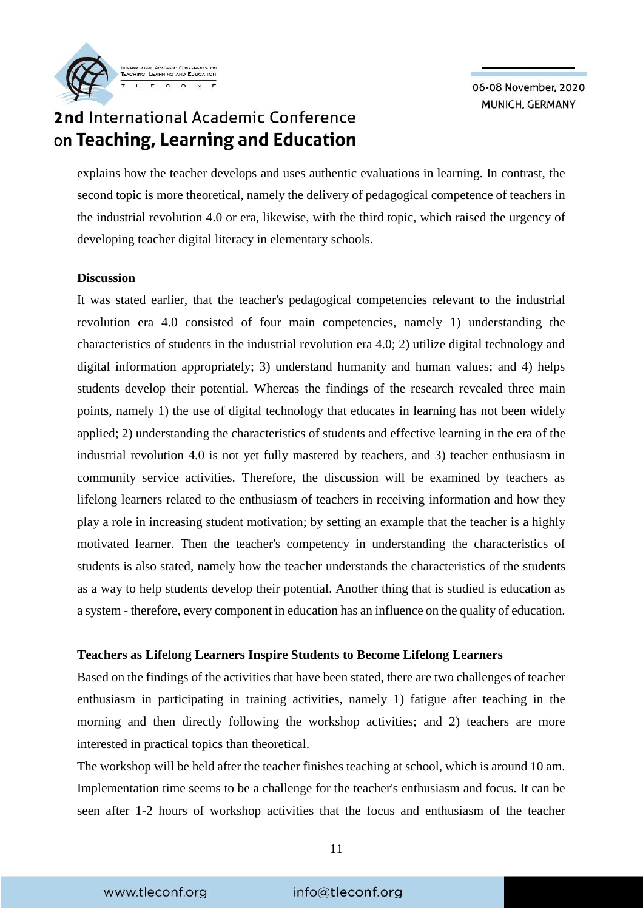explains how the teacher develops and uses authentic evaluations in learning. In contrast, the second topic is more theoretical, namely the delivery of pedagogical competence of teachers in the industrial revolution 4.0 or era, likewise, with the third topic, which raised the urgency of developing teacher digital literacy in elementary schools.

**Discussion**

It was stated earlier, that the teacher's pedagogical competencies relevant to the industrial revolution era 4.0 consisted of four main competencies, namely 1) understanding the characteristics of students in the industrial revolution era 4.0; 2) utilize digital technology and digital information appropriately; 3) understand humanity and human values; and 4) helps students develop their potential. Whereas the findings of the research revealed three main points, namely 1) the use of digital technology that educates in learning has not been widely applied; 2) understanding the characteristics of students and effective learning in the era of the industrial revolution 4.0 is not yet fully mastered by teachers, and 3) teacher enthusiasm in community service activities. Therefore, the discussion will be examined by teachers as lifelong learners related to the enthusiasm of teachers in receiving information and how they play a role in increasing student motivation; by setting an example that the teacher is a highly motivated learner. Then the teacher's competency in understanding the characteristics of students is also stated, namely how the teacher understands the characteristics of the students as a way to help students develop their potential. Another thing that is studied is education as a system - therefore, every component in education has an influence on the quality of education.

**Teachers as Lifelong Learners Inspire Students to Become Lifelong Learners**

Based on the findings of the activities that have been stated, there are two challenges of teacher enthusiasm in participating in training activities, namely 1) fatigue after teaching in the morning and then directly following the workshop activities; and 2) teachers are more interested in practical topics than theoretical.

The workshop will be held after the teacher finishes teaching at school, which is around 10 am. Implementation time seems to be a challenge for the teacher's enthusiasm and focus. It can be seen after 1-2 hours of workshop activities that the focus and enthusiasm of the teacher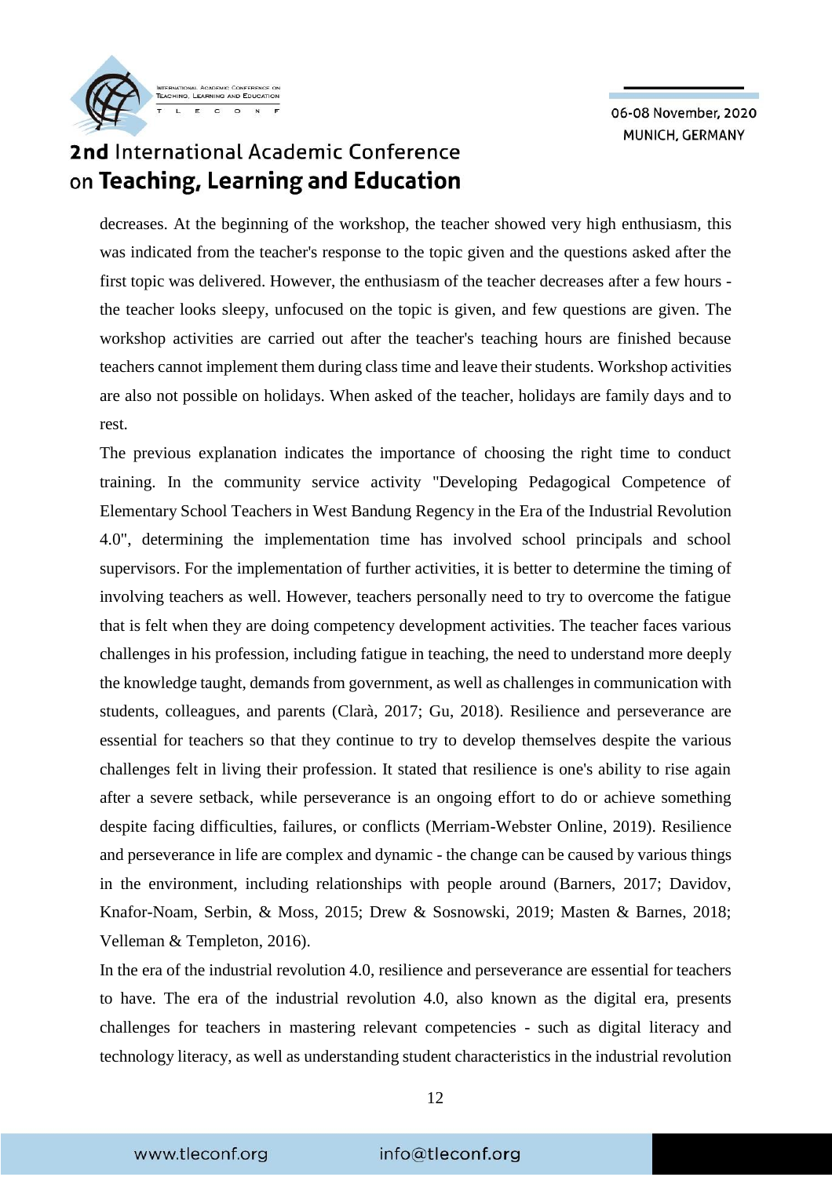decreases. At the beginning of the workshop, the teacher showed very high enthusiasm, this was indicated from the teacher's response to the topic given and the questions asked after the first topic was delivered. However, the enthusiasm of the teacher decreases after a few hours - the teacher looks sleepy, unfocused on the topic is given, and few questions are given. The workshop activities are carried out after the teacher's teaching hours are finished because teachers cannot implement them during class time and leave their students. Workshop activities are also not possible on holidays. When asked of the teacher, holidays are family days and to rest.

The previous explanation indicates the importance of choosing the right time to conduct training. In the community service activity "Developing Pedagogical Competence of Elementary School Teachers in West Bandung Regency in the Era of the Industrial Revolution 4.0", determining the implementation time has involved school principals and school supervisors. For the implementation of further activities, it is better to determine the timing of involving teachers as well. However, teachers personally need to try to overcome the fatigue that is felt when they are doing competency development activities. The teacher faces various challenges in his profession, including fatigue in teaching, the need to understand more deeply the knowledge taught, demands from government, as well as challenges in communication with students, colleagues, and parents (Clarà, 2017; Gu, 2018). Resilience and perseverance are essential for teachers so that they continue to try to develop themselves despite the various challenges felt in living their profession. It stated that resilience is one's ability to rise again after a severe setback, while perseverance is an ongoing effort to do or achieve something despite facing difficulties, failures, or conflicts (Merriam-Webster Online, 2019). Resilience and perseverance in life are complex and dynamic - the change can be caused by various things in the environment, including relationships with people around (Barners, 2017; Davidov, Knafor-Noam, Serbin, & Moss, 2015; Drew & Sosnowski, 2019; Masten & Barnes, 2018; Velleman & Templeton, 2016).

In the era of the industrial revolution 4.0, resilience and perseverance are essential for teachers to have. The era of the industrial revolution 4.0, also known as the digital era, presents challenges for teachers in mastering relevant competencies - such as digital literacy and technology literacy, as well as understanding student characteristics in the industrial revolution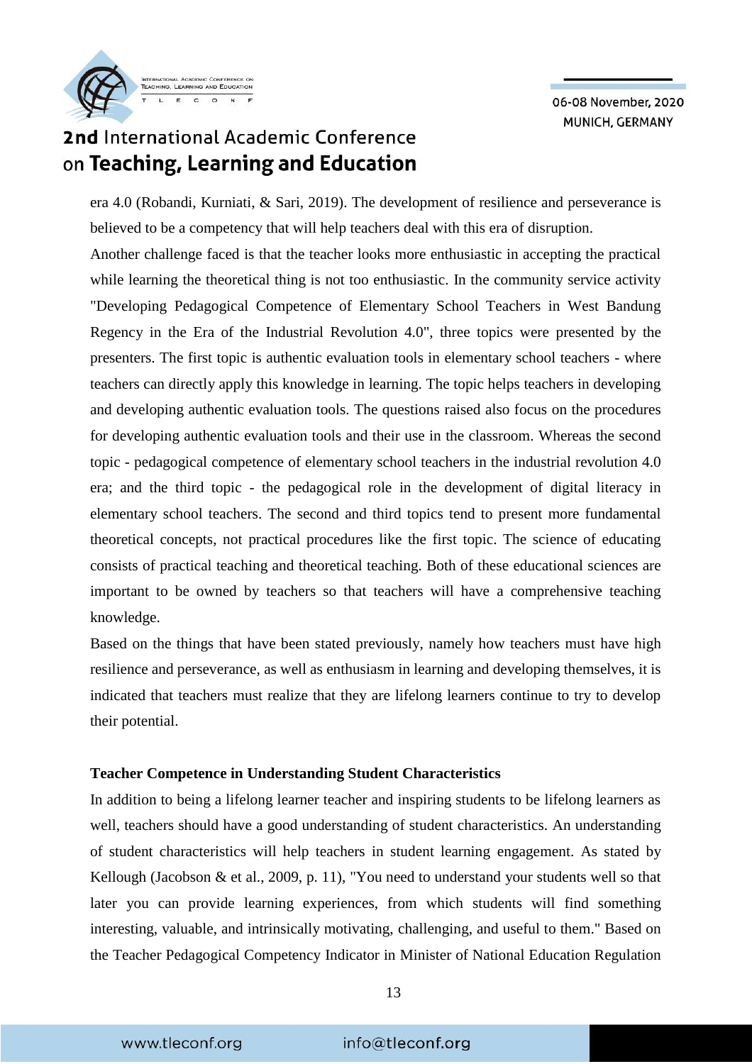era 4.0 (Robandi, Kurniati, & Sari, 2019). The development of resilience and perseverance is believed to be a competency that will help teachers deal with this era of disruption.

Another challenge faced is that the teacher looks more enthusiastic in accepting the practical while learning the theoretical thing is not too enthusiastic. In the community service activity "Developing Pedagogical Competence of Elementary School Teachers in West Bandung Regency in the Era of the Industrial Revolution 4.0", three topics were presented by the presenters. The first topic is authentic evaluation tools in elementary school teachers - where teachers can directly apply this knowledge in learning. The topic helps teachers in developing and developing authentic evaluation tools. The questions raised also focus on the procedures for developing authentic evaluation tools and their use in the classroom. Whereas the second topic - pedagogical competence of elementary school teachers in the industrial revolution 4.0 era; and the third topic - the pedagogical role in the development of digital literacy in elementary school teachers. The second and third topics tend to present more fundamental theoretical concepts, not practical procedures like the first topic. The science of educating consists of practical teaching and theoretical teaching. Both of these educational sciences are important to be owned by teachers so that teachers will have a comprehensive teaching knowledge.

Based on the things that have been stated previously, namely how teachers must have high resilience and perseverance, as well as enthusiasm in learning and developing themselves, it is indicated that teachers must realize that they are lifelong learners continue to try to develop their potential.

**Teacher Competence in Understanding Student Characteristics**

In addition to being a lifelong learner teacher and inspiring students to be lifelong learners as well, teachers should have a good understanding of student characteristics. An understanding of student characteristics will help teachers in student learning engagement. As stated by Kellough (Jacobson & et al., 2009, p. 11), "You need to understand your students well so that later you can provide learning experiences, from which students will find something interesting, valuable, and intrinsically motivating, challenging, and useful to them." Based on the Teacher Pedagogical Competency Indicator in Minister of National Education Regulation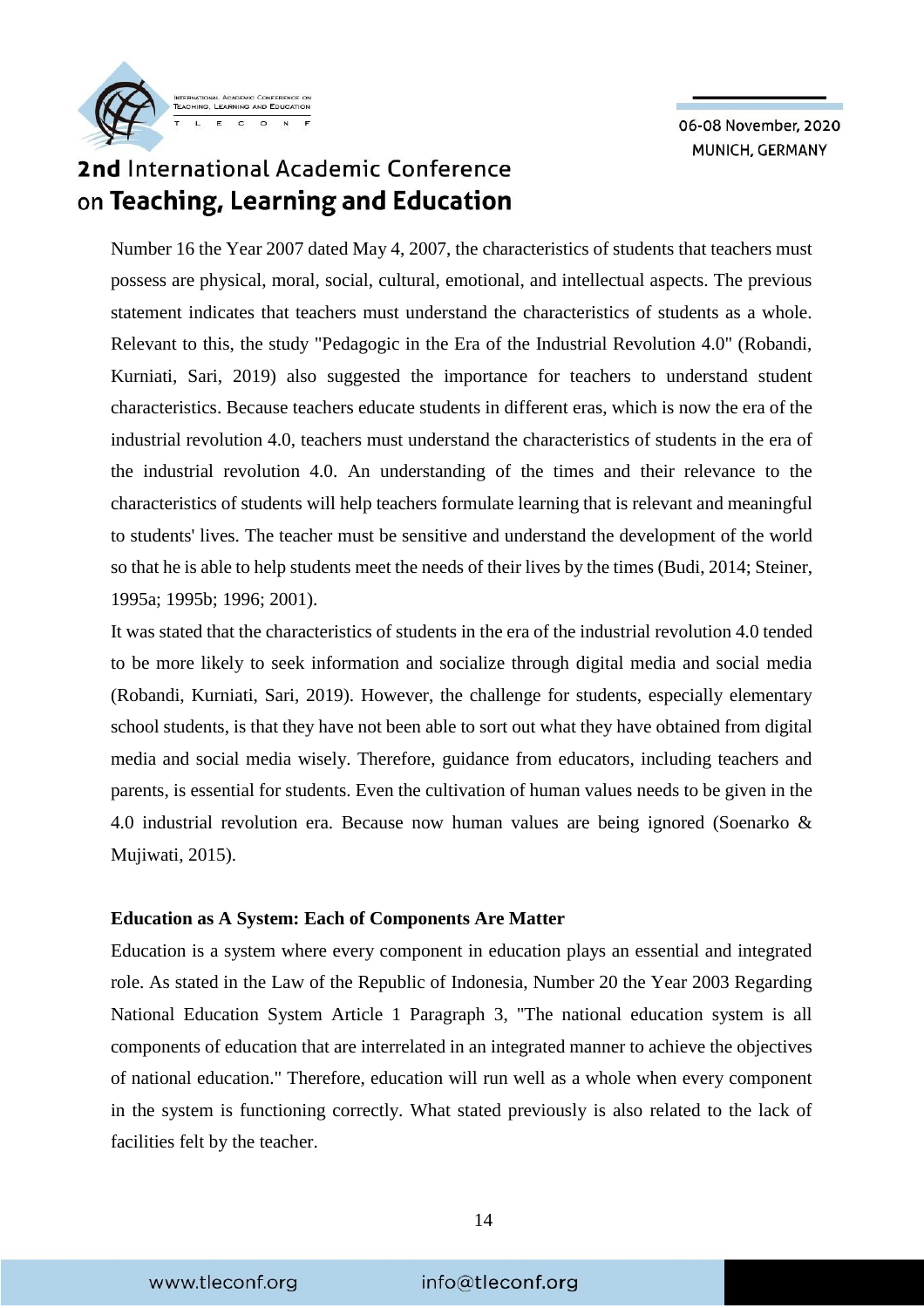Number 16 the Year 2007 dated May 4, 2007, the characteristics of students that teachers must possess are physical, moral, social, cultural, emotional, and intellectual aspects. The previous statement indicates that teachers must understand the characteristics of students as a whole. Relevant to this, the study "Pedagogic in the Era of the Industrial Revolution 4.0" (Robandi, Kurniati, Sari, 2019) also suggested the importance for teachers to understand student characteristics. Because teachers educate students in different eras, which is now the era of the industrial revolution 4.0, teachers must understand the characteristics of students in the era of the industrial revolution 4.0. An understanding of the times and their relevance to the characteristics of students will help teachers formulate learning that is relevant and meaningful to students' lives. The teacher must be sensitive and understand the development of the world so that he is able to help students meet the needs of their lives by the times (Budi, 2014; Steiner, 1995a; 1995b; 1996; 2001).

It was stated that the characteristics of students in the era of the industrial revolution 4.0 tended to be more likely to seek information and socialize through digital media and social media (Robandi, Kurniati, Sari, 2019). However, the challenge for students, especially elementary school students, is that they have not been able to sort out what they have obtained from digital media and social media wisely. Therefore, guidance from educators, including teachers and parents, is essential for students. Even the cultivation of human values needs to be given in the 4.0 industrial revolution era. Because now human values are being ignored (Soenarko & Mujiwati, 2015).

**Education as A System: Each of Components Are Matter**

Education is a system where every component in education plays an essential and integrated role. As stated in the Law of the Republic of Indonesia, Number 20 the Year 2003 Regarding National Education System Article 1 Paragraph 3, "The national education system is all components of education that are interrelated in an integrated manner to achieve the objectives of national education." Therefore, education will run well as a whole when every component in the system is functioning correctly. What stated previously is also related to the lack of facilities felt by the teacher.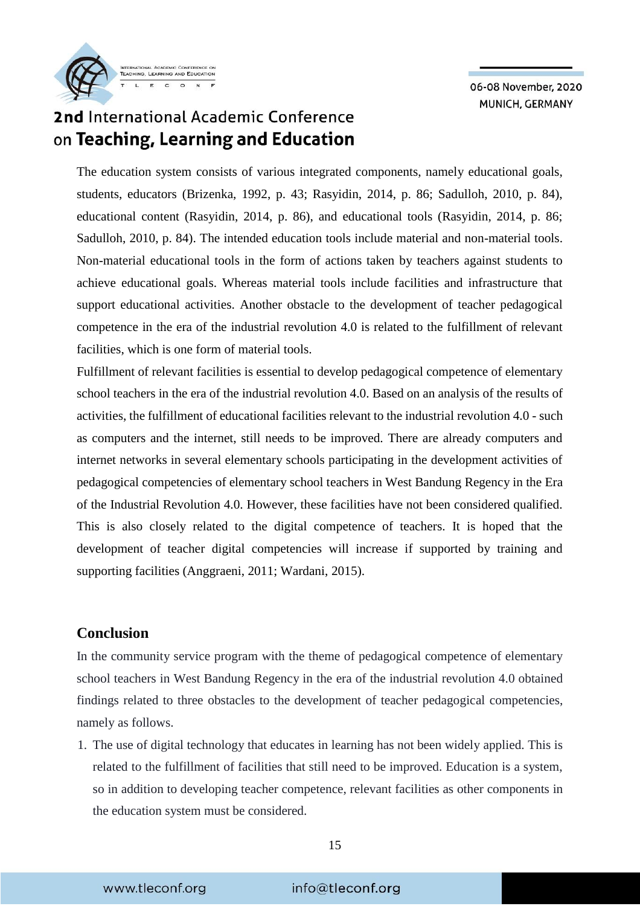The education system consists of various integrated components, namely educational goals, students, educators (Brizenka, 1992, p. 43; Rasyidin, 2014, p. 86; Sadulloh, 2010, p. 84), educational content (Rasyidin, 2014, p. 86), and educational tools (Rasyidin, 2014, p. 86; Sadulloh, 2010, p. 84). The intended education tools include material and non-material tools. Non-material educational tools in the form of actions taken by teachers against students to achieve educational goals. Whereas material tools include facilities and infrastructure that support educational activities. Another obstacle to the development of teacher pedagogical competence in the era of the industrial revolution 4.0 is related to the fulfillment of relevant facilities, which is one form of material tools.

Fulfillment of relevant facilities is essential to develop pedagogical competence of elementary school teachers in the era of the industrial revolution 4.0. Based on an analysis of the results of activities, the fulfillment of educational facilities relevant to the industrial revolution 4.0 - such as computers and the internet, still needs to be improved. There are already computers and internet networks in several elementary schools participating in the development activities of pedagogical competencies of elementary school teachers in West Bandung Regency in the Era of the Industrial Revolution 4.0. However, these facilities have not been considered qualified. This is also closely related to the digital competence of teachers. It is hoped that the development of teacher digital competencies will increase if supported by training and supporting facilities (Anggraeni, 2011; Wardani, 2015).

## Conclusion

In the community service program with the theme of pedagogical competence of elementary school teachers in West Bandung Regency in the era of the industrial revolution 4.0 obtained findings related to three obstacles to the development of teacher pedagogical competencies, namely as follows.

1. The use of digital technology that educates in learning has not been widely applied. This is related to the fulfillment of facilities that still need to be improved. Education is a system, so in addition to developing teacher competence, relevant facilities as other components in the education system must be considered.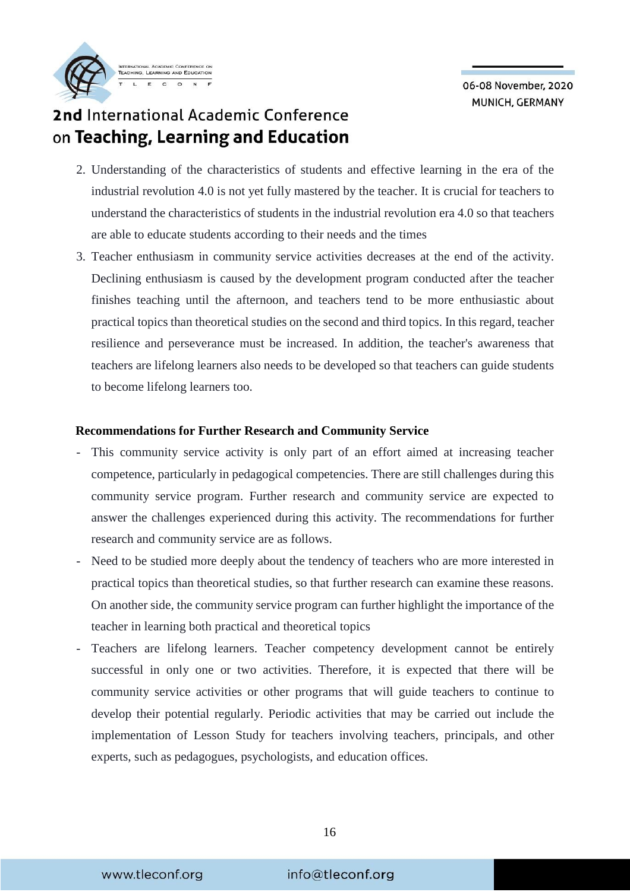2. Understanding of the characteristics of students and effective learning in the era of the industrial revolution 4.0 is not yet fully mastered by the teacher. It is crucial for teachers to understand the characteristics of students in the industrial revolution era 4.0 so that teachers are able to educate students according to their needs and the times
3. Teacher enthusiasm in community service activities decreases at the end of the activity. Declining enthusiasm is caused by the development program conducted after the teacher finishes teaching until the afternoon, and teachers tend to be more enthusiastic about practical topics than theoretical studies on the second and third topics. In this regard, teacher resilience and perseverance must be increased. In addition, the teacher's awareness that teachers are lifelong learners also needs to be developed so that teachers can guide students to become lifelong learners too.

**Recommendations for Further Research and Community Service**

- This community service activity is only part of an effort aimed at increasing teacher competence, particularly in pedagogical competencies. There are still challenges during this community service program. Further research and community service are expected to answer the challenges experienced during this activity. The recommendations for further research and community service are as follows.
- Need to be studied more deeply about the tendency of teachers who are more interested in practical topics than theoretical studies, so that further research can examine these reasons. On another side, the community service program can further highlight the importance of the teacher in learning both practical and theoretical topics
- Teachers are lifelong learners. Teacher competency development cannot be entirely successful in only one or two activities. Therefore, it is expected that there will be community service activities or other programs that will guide teachers to continue to develop their potential regularly. Periodic activities that may be carried out include the implementation of Lesson Study for teachers involving teachers, principals, and other experts, such as pedagogues, psychologists, and education offices.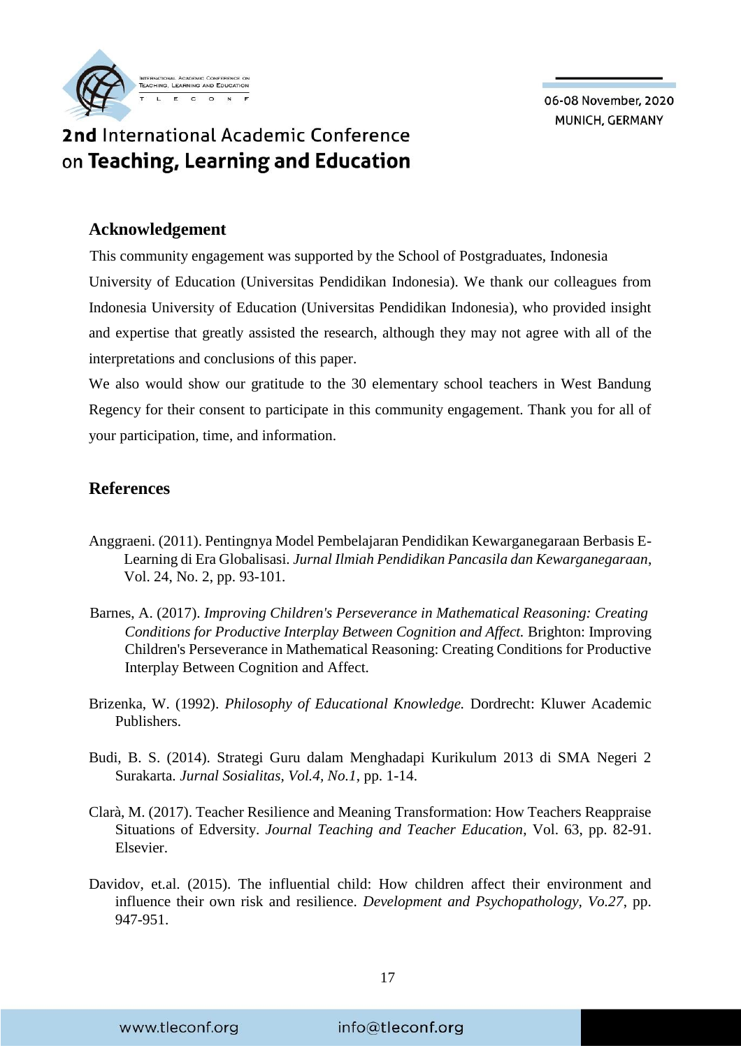## Acknowledgement

This community engagement was supported by the School of Postgraduates, Indonesia University of Education (Universitas Pendidikan Indonesia). We thank our colleagues from Indonesia University of Education (Universitas Pendidikan Indonesia), who provided insight and expertise that greatly assisted the research, although they may not agree with all of the interpretations and conclusions of this paper.

We also would show our gratitude to the 30 elementary school teachers in West Bandung Regency for their consent to participate in this community engagement. Thank you for all of your participation, time, and information.

## References

Anggraeni. (2011). Pentingnya Model Pembelajaran Pendidikan Kewarganegaraan Berbasis E-Learning di Era Globalisasi. *Jurnal Ilmiah Pendidikan Pancasila dan Kewarganegaraan*, Vol. 24, No. 2, pp. 93-101.

Barnes, A. (2017). *Improving Children's Perseverance in Mathematical Reasoning: Creating Conditions for Productive Interplay Between Cognition and Affect.* Brighton: Improving Children's Perseverance in Mathematical Reasoning: Creating Conditions for Productive Interplay Between Cognition and Affect.

Brizenka, W. (1992). *Philosophy of Educational Knowledge.* Dordrecht: Kluwer Academic Publishers.

Budi, B. S. (2014). Strategi Guru dalam Menghadapi Kurikulum 2013 di SMA Negeri 2 Surakarta. *Jurnal Sosialitas, Vol.4, No.1*, pp. 1-14.

Clarà, M. (2017). Teacher Resilience and Meaning Transformation: How Teachers Reappraise Situations of Edversity. *Journal Teaching and Teacher Education*, Vol. 63, pp. 82-91. Elsevier.

Davidov, et.al. (2015). The influential child: How children affect their environment and influence their own risk and resilience. *Development and Psychopathology, Vo.27*, pp. 947-951.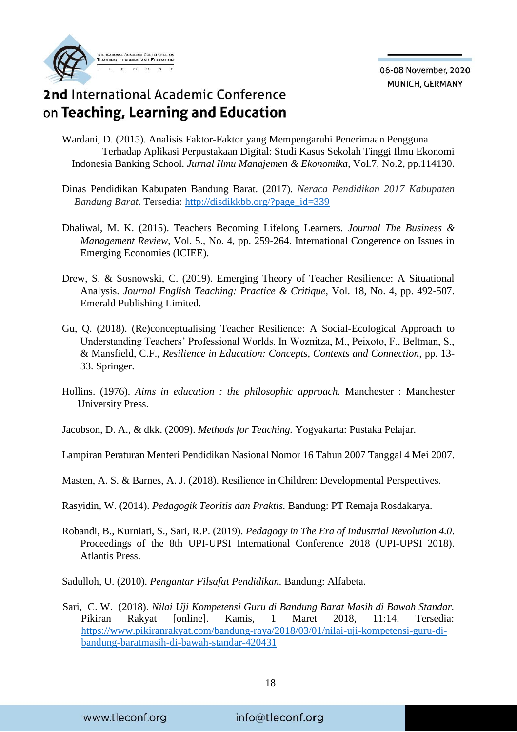Wardani, D. (2015). Analisis Faktor-Faktor yang Mempengaruhi Penerimaan Pengguna Terhadap Aplikasi Perpustakaan Digital: Studi Kasus Sekolah Tinggi Ilmu Ekonomi Indonesia Banking School. *Jurnal Ilmu Manajemen & Ekonomika*, Vol.7, No.2, pp.114130.

Dinas Pendidikan Kabupaten Bandung Barat. (2017). *Neraca Pendidikan 2017 Kabupaten Bandung Barat*. Tersedia: http://disdikkbb.org/?page_id=339

Dhaliwal, M. K. (2015). Teachers Becoming Lifelong Learners. *Journal The Business & Management Review*, Vol. 5., No. 4, pp. 259-264. International Congerence on Issues in Emerging Economies (ICIEE).

Drew, S. & Sosnowski, C. (2019). Emerging Theory of Teacher Resilience: A Situational Analysis. *Journal English Teaching: Practice & Critique*, Vol. 18, No. 4, pp. 492-507. Emerald Publishing Limited.

Gu, Q. (2018). (Re)conceptualising Teacher Resilience: A Social-Ecological Approach to Understanding Teachers' Professional Worlds. In Woznitza, M., Peixoto, F., Beltman, S., & Mansfield, C.F., *Resilience in Education: Concepts, Contexts and Connection*, pp. 13-33. Springer.

Hollins. (1976). *Aims in education : the philosophic approach.* Manchester : Manchester University Press.

Jacobson, D. A., & dkk. (2009). *Methods for Teaching.* Yogyakarta: Pustaka Pelajar.

Lampiran Peraturan Menteri Pendidikan Nasional Nomor 16 Tahun 2007 Tanggal 4 Mei 2007.

Masten, A. S. & Barnes, A. J. (2018). Resilience in Children: Developmental Perspectives.

Rasyidin, W. (2014). *Pedagogik Teoritis dan Praktis.* Bandung: PT Remaja Rosdakarya.

Robandi, B., Kurniati, S., Sari, R.P. (2019). *Pedagogy in The Era of Industrial Revolution 4.0*. Proceedings of the 8th UPI-UPSI International Conference 2018 (UPI-UPSI 2018). Atlantis Press.

Sadulloh, U. (2010). *Pengantar Filsafat Pendidikan.* Bandung: Alfabeta.

Sari, C. W. (2018). *Nilai Uji Kompetensi Guru di Bandung Barat Masih di Bawah Standar.* Pikiran Rakyat [online]. Kamis, 1 Maret 2018, 11:14. Tersedia: https://www.pikiranrakyat.com/bandung-raya/2018/03/01/nilai-uji-kompetensi-guru-di-bandung-baratmasih-di-bawah-standar-420431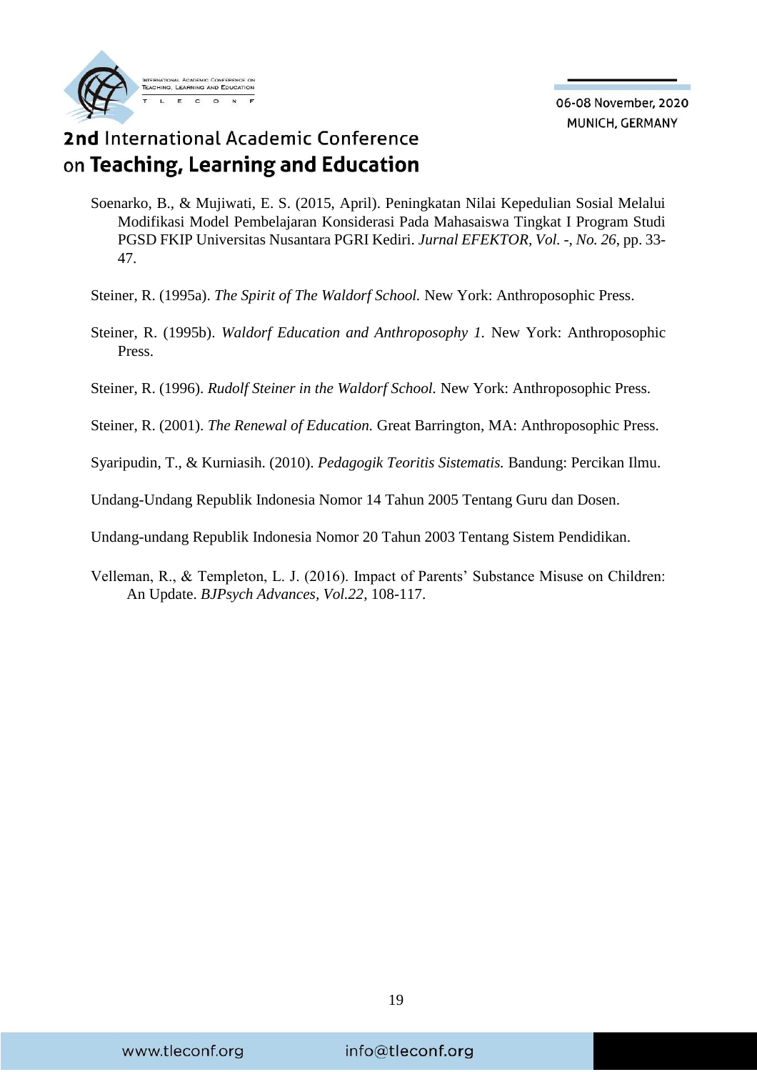Soenarko, B., & Mujiwati, E. S. (2015, April). Peningkatan Nilai Kepedulian Sosial Melalui Modifikasi Model Pembelajaran Konsiderasi Pada Mahasaiswa Tingkat I Program Studi PGSD FKIP Universitas Nusantara PGRI Kediri. *Jurnal EFEKTOR, Vol. -, No. 26*, pp. 33-47.

Steiner, R. (1995a). *The Spirit of The Waldorf School.* New York: Anthroposophic Press.

Steiner, R. (1995b). *Waldorf Education and Anthroposophy 1.* New York: Anthroposophic Press.

Steiner, R. (1996). *Rudolf Steiner in the Waldorf School.* New York: Anthroposophic Press.

Steiner, R. (2001). *The Renewal of Education.* Great Barrington, MA: Anthroposophic Press.

Syaripudin, T., & Kurniasih. (2010). *Pedagogik Teoritis Sistematis.* Bandung: Percikan Ilmu.

Undang-Undang Republik Indonesia Nomor 14 Tahun 2005 Tentang Guru dan Dosen.

Undang-undang Republik Indonesia Nomor 20 Tahun 2003 Tentang Sistem Pendidikan.

Velleman, R., & Templeton, L. J. (2016). Impact of Parents' Substance Misuse on Children: An Update. *BJPsych Advances, Vol.22*, 108-117.